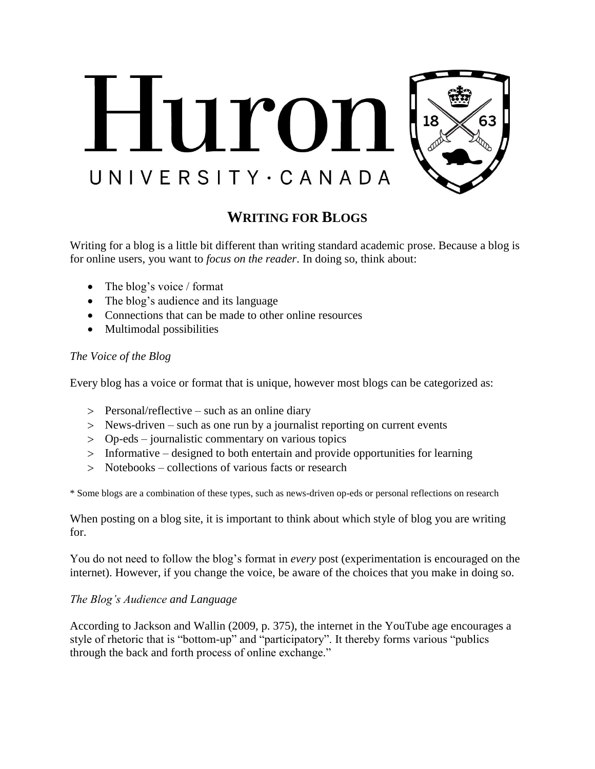# Writing for Blogs

Writing for a blog is a little bit different than writing standard academic prose. Because a blog is for online users, you want to *focus on the reader*. In doing so, think about:

- The blog's voice / format
- The blog's audience and its language
- Connections that can be made to other online resources
- Multimodal possibilities

### *The Voice of the Blog*

Every blog has a voice or format that is unique, however most blogs can be categorized as:

- Personal/reflective – such as an online diary
- News-driven – such as one run by a journalist reporting on current events
- Op-eds – journalistic commentary on various topics
- Informative – designed to both entertain and provide opportunities for learning
- Notebooks – collections of various facts or research

\* Some blogs are a combination of these types, such as news-driven op-eds or personal reflections on research

When posting on a blog site, it is important to think about which style of blog you are writing for.

You do not need to follow the blog's format in *every* post (experimentation is encouraged on the internet). However, if you change the voice, be aware of the choices that you make in doing so.

### *The Blog's Audience and Language*

According to Jackson and Wallin (2009, p. 375), the internet in the YouTube age encourages a style of rhetoric that is "bottom-up" and "participatory". It thereby forms various "publics through the back and forth process of online exchange."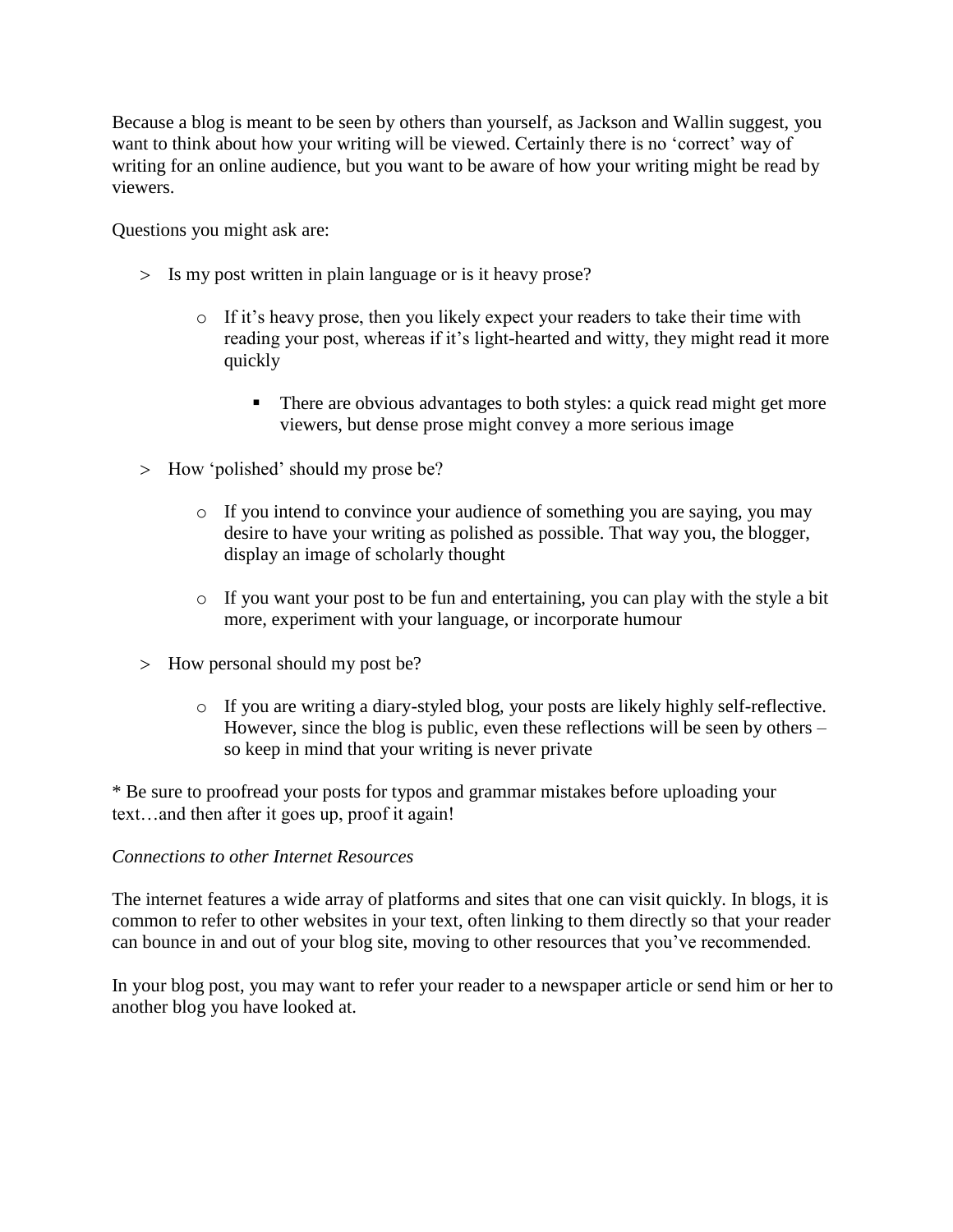Because a blog is meant to be seen by others than yourself, as Jackson and Wallin suggest, you want to think about how your writing will be viewed. Certainly there is no 'correct' way of writing for an online audience, but you want to be aware of how your writing might be read by viewers.

Questions you might ask are:

- Is my post written in plain language or is it heavy prose?
    - If it's heavy prose, then you likely expect your readers to take their time with reading your post, whereas if it's light-hearted and witty, they might read it more quickly
        - There are obvious advantages to both styles: a quick read might get more viewers, but dense prose might convey a more serious image
- How 'polished' should my prose be?
    - If you intend to convince your audience of something you are saying, you may desire to have your writing as polished as possible. That way you, the blogger, display an image of scholarly thought
    - If you want your post to be fun and entertaining, you can play with the style a bit more, experiment with your language, or incorporate humour
- How personal should my post be?
    - If you are writing a diary-styled blog, your posts are likely highly self-reflective. However, since the blog is public, even these reflections will be seen by others – so keep in mind that your writing is never private

* Be sure to proofread your posts for typos and grammar mistakes before uploading your text…and then after it goes up, proof it again!

*Connections to other Internet Resources*

The internet features a wide array of platforms and sites that one can visit quickly. In blogs, it is common to refer to other websites in your text, often linking to them directly so that your reader can bounce in and out of your blog site, moving to other resources that you've recommended.

In your blog post, you may want to refer your reader to a newspaper article or send him or her to another blog you have looked at.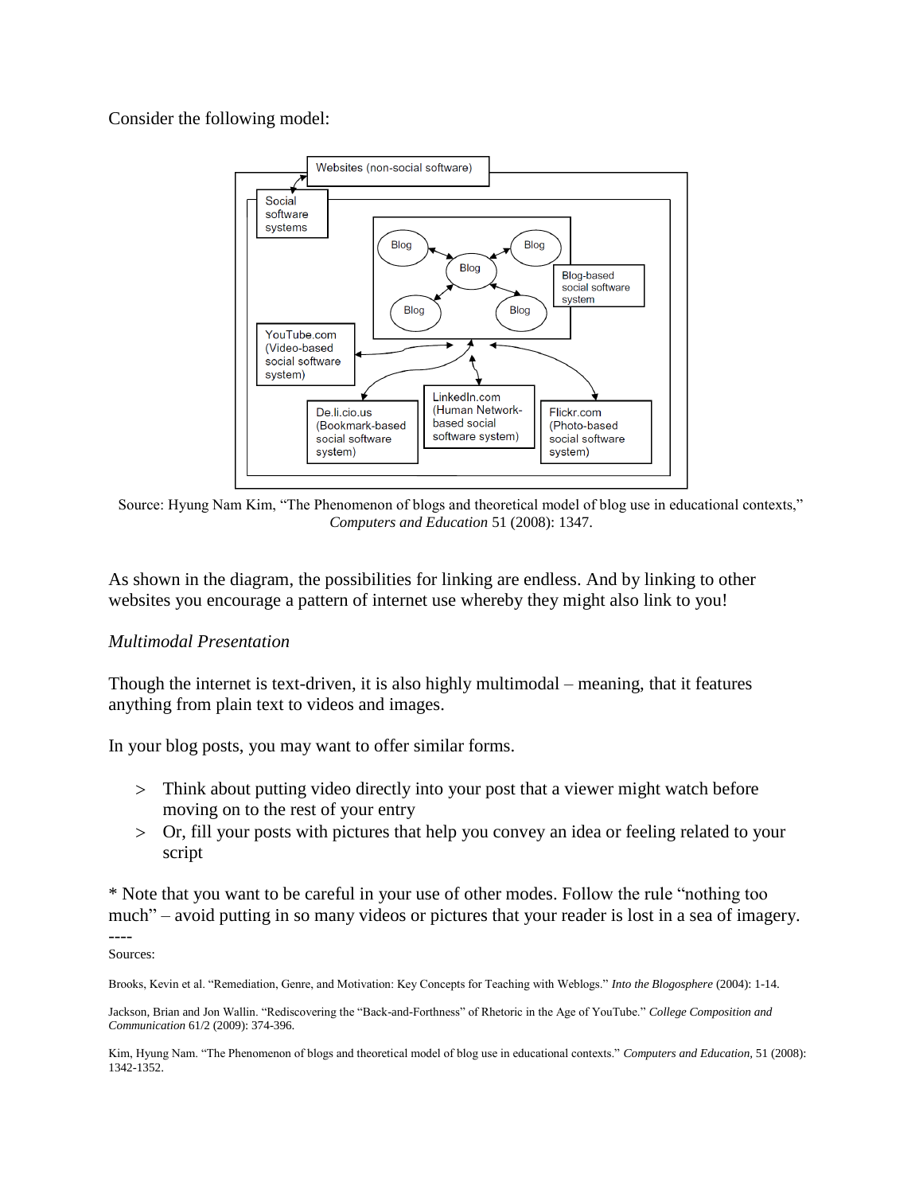Consider the following model:

Websites (non-social software)

Social software systems

Blog

Blog

Blog

Blog

Blog

Blog-based social software system

YouTube.com (Video-based social software system)

De.li.cio.us (Bookmark-based social software system)

LinkedIn.com (Human Network-based social software system)

Flickr.com (Photo-based social software system)

Source: Hyung Nam Kim, "The Phenomenon of blogs and theoretical model of blog use in educational contexts," *Computers and Education* 51 (2008): 1347.

As shown in the diagram, the possibilities for linking are endless. And by linking to other websites you encourage a pattern of internet use whereby they might also link to you!

*Multimodal Presentation*

Though the internet is text-driven, it is also highly multimodal – meaning, that it features anything from plain text to videos and images.

In your blog posts, you may want to offer similar forms.

> Think about putting video directly into your post that a viewer might watch before moving on to the rest of your entry

> Or, fill your posts with pictures that help you convey an idea or feeling related to your script

* Note that you want to be careful in your use of other modes. Follow the rule "nothing too much" – avoid putting in so many videos or pictures that your reader is lost in a sea of imagery.

----

Sources:

Brooks, Kevin et al. "Remediation, Genre, and Motivation: Key Concepts for Teaching with Weblogs." *Into the Blogosphere* (2004): 1-14.

Jackson, Brian and Jon Wallin. "Rediscovering the "Back-and-Forthness" of Rhetoric in the Age of YouTube." *College Composition and Communication* 61/2 (2009): 374-396.

Kim, Hyung Nam. "The Phenomenon of blogs and theoretical model of blog use in educational contexts." *Computers and Education,* 51 (2008): 1342-1352.